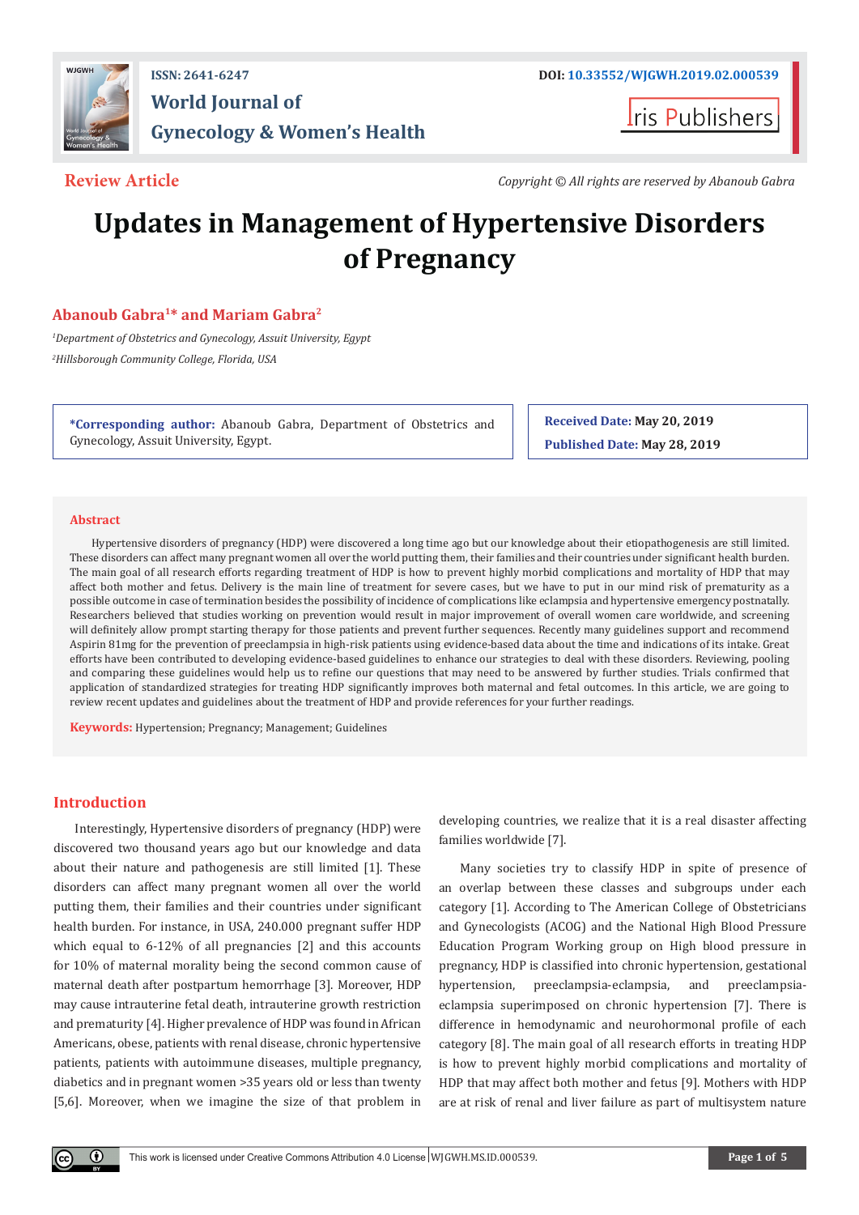ISSN: 2641-6247

DOI: 10.33552/WJGWH.2019.02.000539

**World Journal of Gynecology & Women's Health**

Iris Publishers

**Review Article**

*Copyright © All rights are reserved by Abanoub Gabra*

# Updates in Management of Hypertensive Disorders of Pregnancy

**Abanoub Gabra[1]* and Mariam Gabra[2]**

*[1]Department of Obstetrics and Gynecology, Assuit University, Egypt*

*[2]Hillsborough Community College, Florida, USA*

**\*Corresponding author:** Abanoub Gabra, Department of Obstetrics and Gynecology, Assuit University, Egypt.

**Received Date:** May 20, 2019

**Published Date:** May 28, 2019

## Abstract

Hypertensive disorders of pregnancy (HDP) were discovered a long time ago but our knowledge about their etiopathogenesis are still limited. These disorders can affect many pregnant women all over the world putting them, their families and their countries under significant health burden. The main goal of all research efforts regarding treatment of HDP is how to prevent highly morbid complications and mortality of HDP that may affect both mother and fetus. Delivery is the main line of treatment for severe cases, but we have to put in our mind risk of prematurity as a possible outcome in case of termination besides the possibility of incidence of complications like eclampsia and hypertensive emergency postnatally. Researchers believed that studies working on prevention would result in major improvement of overall women care worldwide, and screening will definitely allow prompt starting therapy for those patients and prevent further sequences. Recently many guidelines support and recommend Aspirin 81mg for the prevention of preeclampsia in high-risk patients using evidence-based data about the time and indications of its intake. Great efforts have been contributed to developing evidence-based guidelines to enhance our strategies to deal with these disorders. Reviewing, pooling and comparing these guidelines would help us to refine our questions that may need to be answered by further studies. Trials confirmed that application of standardized strategies for treating HDP significantly improves both maternal and fetal outcomes. In this article, we are going to review recent updates and guidelines about the treatment of HDP and provide references for your further readings.

**Keywords:** Hypertension; Pregnancy; Management; Guidelines

## Introduction

Interestingly, Hypertensive disorders of pregnancy (HDP) were discovered two thousand years ago but our knowledge and data about their nature and pathogenesis are still limited [1]. These disorders can affect many pregnant women all over the world putting them, their families and their countries under significant health burden. For instance, in USA, 240.000 pregnant suffer HDP which equal to 6-12% of all pregnancies [2] and this accounts for 10% of maternal morality being the second common cause of maternal death after postpartum hemorrhage [3]. Moreover, HDP may cause intrauterine fetal death, intrauterine growth restriction and prematurity [4]. Higher prevalence of HDP was found in African Americans, obese, patients with renal disease, chronic hypertensive patients, patients with autoimmune diseases, multiple pregnancy, diabetics and in pregnant women >35 years old or less than twenty [5,6]. Moreover, when we imagine the size of that problem in developing countries, we realize that it is a real disaster affecting families worldwide [7].

Many societies try to classify HDP in spite of presence of an overlap between these classes and subgroups under each category [1]. According to The American College of Obstetricians and Gynecologists (ACOG) and the National High Blood Pressure Education Program Working group on High blood pressure in pregnancy, HDP is classified into chronic hypertension, gestational hypertension, preeclampsia-eclampsia, and preeclampsia-eclampsia superimposed on chronic hypertension [7]. There is difference in hemodynamic and neurohormonal profile of each category [8]. The main goal of all research efforts in treating HDP is how to prevent highly morbid complications and mortality of HDP that may affect both mother and fetus [9]. Mothers with HDP are at risk of renal and liver failure as part of multisystem nature

This work is licensed under Creative Commons Attribution 4.0 License WJGWH.MS.ID.000539.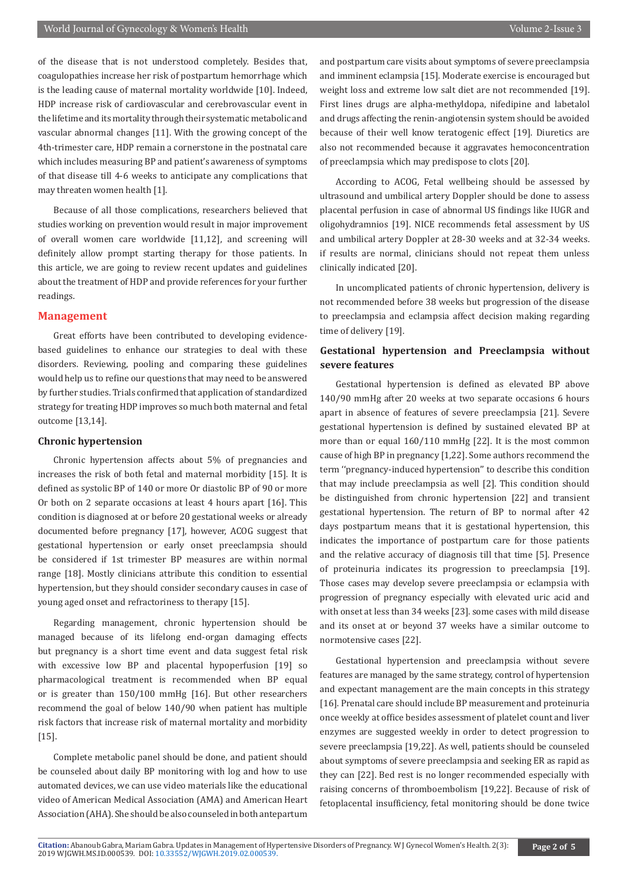of the disease that is not understood completely. Besides that, coagulopathies increase her risk of postpartum hemorrhage which is the leading cause of maternal mortality worldwide [10]. Indeed, HDP increase risk of cardiovascular and cerebrovascular event in the lifetime and its mortality through their systematic metabolic and vascular abnormal changes [11]. With the growing concept of the 4th-trimester care, HDP remain a cornerstone in the postnatal care which includes measuring BP and patient's awareness of symptoms of that disease till 4-6 weeks to anticipate any complications that may threaten women health [1].

Because of all those complications, researchers believed that studies working on prevention would result in major improvement of overall women care worldwide [11,12], and screening will definitely allow prompt starting therapy for those patients. In this article, we are going to review recent updates and guidelines about the treatment of HDP and provide references for your further readings.

## Management

Great efforts have been contributed to developing evidence-based guidelines to enhance our strategies to deal with these disorders. Reviewing, pooling and comparing these guidelines would help us to refine our questions that may need to be answered by further studies. Trials confirmed that application of standardized strategy for treating HDP improves so much both maternal and fetal outcome [13,14].

### Chronic hypertension

Chronic hypertension affects about 5% of pregnancies and increases the risk of both fetal and maternal morbidity [15]. It is defined as systolic BP of 140 or more Or diastolic BP of 90 or more Or both on 2 separate occasions at least 4 hours apart [16]. This condition is diagnosed at or before 20 gestational weeks or already documented before pregnancy [17], however, ACOG suggest that gestational hypertension or early onset preeclampsia should be considered if 1st trimester BP measures are within normal range [18]. Mostly clinicians attribute this condition to essential hypertension, but they should consider secondary causes in case of young aged onset and refractoriness to therapy [15].

Regarding management, chronic hypertension should be managed because of its lifelong end-organ damaging effects but pregnancy is a short time event and data suggest fetal risk with excessive low BP and placental hypoperfusion [19] so pharmacological treatment is recommended when BP equal or is greater than 150/100 mmHg [16]. But other researchers recommend the goal of below 140/90 when patient has multiple risk factors that increase risk of maternal mortality and morbidity [15].

Complete metabolic panel should be done, and patient should be counseled about daily BP monitoring with log and how to use automated devices, we can use video materials like the educational video of American Medical Association (AMA) and American Heart Association (AHA). She should be also counseled in both antepartum and postpartum care visits about symptoms of severe preeclampsia and imminent eclampsia [15]. Moderate exercise is encouraged but weight loss and extreme low salt diet are not recommended [19]. First lines drugs are alpha-methyldopa, nifedipine and labetalol and drugs affecting the renin-angiotensin system should be avoided because of their well know teratogenic effect [19]. Diuretics are also not recommended because it aggravates hemoconcentration of preeclampsia which may predispose to clots [20].

According to ACOG, Fetal wellbeing should be assessed by ultrasound and umbilical artery Doppler should be done to assess placental perfusion in case of abnormal US findings like IUGR and oligohydramnios [19]. NICE recommends fetal assessment by US and umbilical artery Doppler at 28-30 weeks and at 32-34 weeks. if results are normal, clinicians should not repeat them unless clinically indicated [20].

In uncomplicated patients of chronic hypertension, delivery is not recommended before 38 weeks but progression of the disease to preeclampsia and eclampsia affect decision making regarding time of delivery [19].

### Gestational hypertension and Preeclampsia without severe features

Gestational hypertension is defined as elevated BP above 140/90 mmHg after 20 weeks at two separate occasions 6 hours apart in absence of features of severe preeclampsia [21]. Severe gestational hypertension is defined by sustained elevated BP at more than or equal 160/110 mmHg [22]. It is the most common cause of high BP in pregnancy [1,22]. Some authors recommend the term ''pregnancy-induced hypertension" to describe this condition that may include preeclampsia as well [2]. This condition should be distinguished from chronic hypertension [22] and transient gestational hypertension. The return of BP to normal after 42 days postpartum means that it is gestational hypertension, this indicates the importance of postpartum care for those patients and the relative accuracy of diagnosis till that time [5]. Presence of proteinuria indicates its progression to preeclampsia [19]. Those cases may develop severe preeclampsia or eclampsia with progression of pregnancy especially with elevated uric acid and with onset at less than 34 weeks [23]. some cases with mild disease and its onset at or beyond 37 weeks have a similar outcome to normotensive cases [22].

Gestational hypertension and preeclampsia without severe features are managed by the same strategy, control of hypertension and expectant management are the main concepts in this strategy [16]. Prenatal care should include BP measurement and proteinuria once weekly at office besides assessment of platelet count and liver enzymes are suggested weekly in order to detect progression to severe preeclampsia [19,22]. As well, patients should be counseled about symptoms of severe preeclampsia and seeking ER as rapid as they can [22]. Bed rest is no longer recommended especially with raising concerns of thromboembolism [19,22]. Because of risk of fetoplacental insufficiency, fetal monitoring should be done twice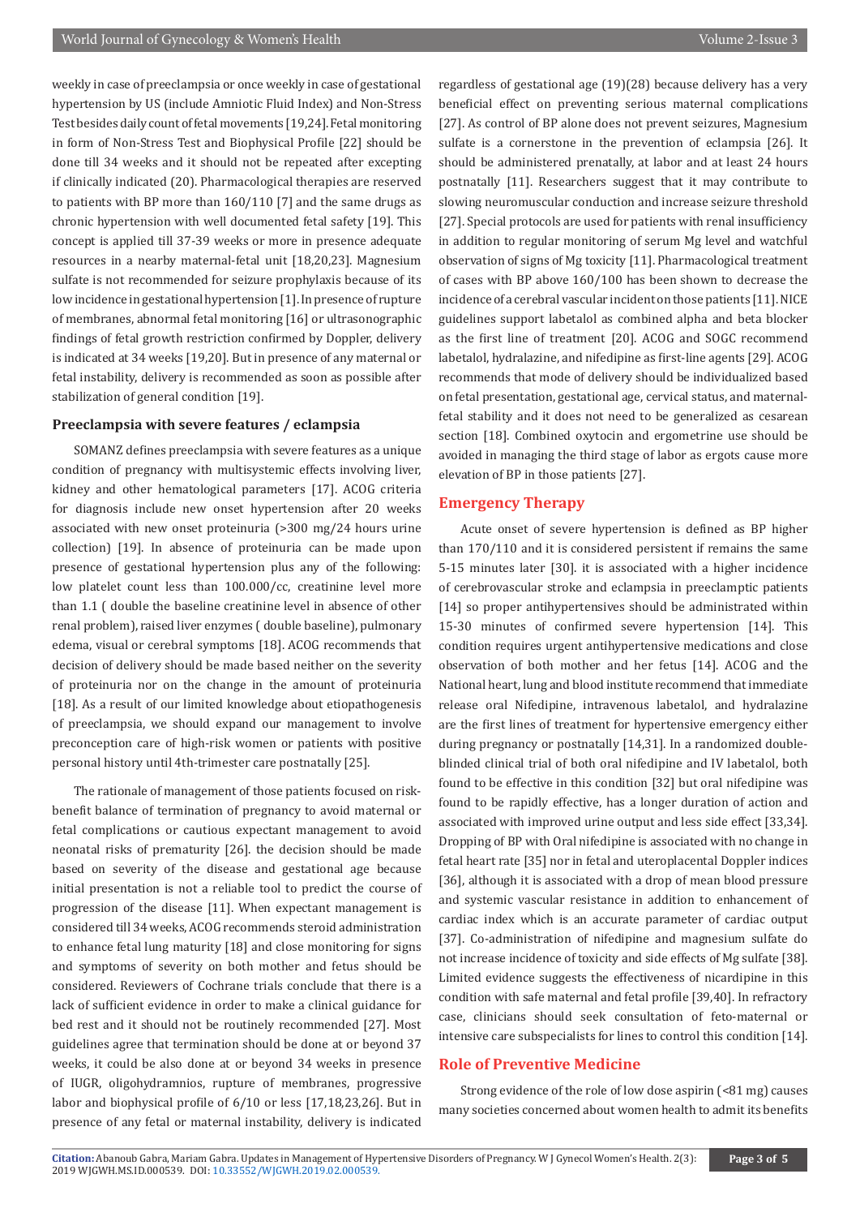weekly in case of preeclampsia or once weekly in case of gestational hypertension by US (include Amniotic Fluid Index) and Non-Stress Test besides daily count of fetal movements [19,24]. Fetal monitoring in form of Non-Stress Test and Biophysical Profile [22] should be done till 34 weeks and it should not be repeated after excepting if clinically indicated (20). Pharmacological therapies are reserved to patients with BP more than 160/110 [7] and the same drugs as chronic hypertension with well documented fetal safety [19]. This concept is applied till 37-39 weeks or more in presence adequate resources in a nearby maternal-fetal unit [18,20,23]. Magnesium sulfate is not recommended for seizure prophylaxis because of its low incidence in gestational hypertension [1]. In presence of rupture of membranes, abnormal fetal monitoring [16] or ultrasonographic findings of fetal growth restriction confirmed by Doppler, delivery is indicated at 34 weeks [19,20]. But in presence of any maternal or fetal instability, delivery is recommended as soon as possible after stabilization of general condition [19].

### Preeclampsia with severe features / eclampsia

SOMANZ defines preeclampsia with severe features as a unique condition of pregnancy with multisystemic effects involving liver, kidney and other hematological parameters [17]. ACOG criteria for diagnosis include new onset hypertension after 20 weeks associated with new onset proteinuria (>300 mg/24 hours urine collection) [19]. In absence of proteinuria can be made upon presence of gestational hypertension plus any of the following: low platelet count less than 100.000/cc, creatinine level more than 1.1 ( double the baseline creatinine level in absence of other renal problem), raised liver enzymes ( double baseline), pulmonary edema, visual or cerebral symptoms [18]. ACOG recommends that decision of delivery should be made based neither on the severity of proteinuria nor on the change in the amount of proteinuria [18]. As a result of our limited knowledge about etiopathogenesis of preeclampsia, we should expand our management to involve preconception care of high-risk women or patients with positive personal history until 4th-trimester care postnatally [25].

The rationale of management of those patients focused on risk-benefit balance of termination of pregnancy to avoid maternal or fetal complications or cautious expectant management to avoid neonatal risks of prematurity [26]. the decision should be made based on severity of the disease and gestational age because initial presentation is not a reliable tool to predict the course of progression of the disease [11]. When expectant management is considered till 34 weeks, ACOG recommends steroid administration to enhance fetal lung maturity [18] and close monitoring for signs and symptoms of severity on both mother and fetus should be considered. Reviewers of Cochrane trials conclude that there is a lack of sufficient evidence in order to make a clinical guidance for bed rest and it should not be routinely recommended [27]. Most guidelines agree that termination should be done at or beyond 37 weeks, it could be also done at or beyond 34 weeks in presence of IUGR, oligohydramnios, rupture of membranes, progressive labor and biophysical profile of 6/10 or less [17,18,23,26]. But in presence of any fetal or maternal instability, delivery is indicated regardless of gestational age (19)(28) because delivery has a very beneficial effect on preventing serious maternal complications [27]. As control of BP alone does not prevent seizures, Magnesium sulfate is a cornerstone in the prevention of eclampsia [26]. It should be administered prenatally, at labor and at least 24 hours postnatally [11]. Researchers suggest that it may contribute to slowing neuromuscular conduction and increase seizure threshold [27]. Special protocols are used for patients with renal insufficiency in addition to regular monitoring of serum Mg level and watchful observation of signs of Mg toxicity [11]. Pharmacological treatment of cases with BP above 160/100 has been shown to decrease the incidence of a cerebral vascular incident on those patients [11]. NICE guidelines support labetalol as combined alpha and beta blocker as the first line of treatment [20]. ACOG and SOGC recommend labetalol, hydralazine, and nifedipine as first-line agents [29]. ACOG recommends that mode of delivery should be individualized based on fetal presentation, gestational age, cervical status, and maternal-fetal stability and it does not need to be generalized as cesarean section [18]. Combined oxytocin and ergometrine use should be avoided in managing the third stage of labor as ergots cause more elevation of BP in those patients [27].

## Emergency Therapy

Acute onset of severe hypertension is defined as BP higher than 170/110 and it is considered persistent if remains the same 5-15 minutes later [30]. it is associated with a higher incidence of cerebrovascular stroke and eclampsia in preeclamptic patients [14] so proper antihypertensives should be administrated within 15-30 minutes of confirmed severe hypertension [14]. This condition requires urgent antihypertensive medications and close observation of both mother and her fetus [14]. ACOG and the National heart, lung and blood institute recommend that immediate release oral Nifedipine, intravenous labetalol, and hydralazine are the first lines of treatment for hypertensive emergency either during pregnancy or postnatally [14,31]. In a randomized double-blinded clinical trial of both oral nifedipine and IV labetalol, both found to be effective in this condition [32] but oral nifedipine was found to be rapidly effective, has a longer duration of action and associated with improved urine output and less side effect [33,34]. Dropping of BP with Oral nifedipine is associated with no change in fetal heart rate [35] nor in fetal and uteroplacental Doppler indices [36], although it is associated with a drop of mean blood pressure and systemic vascular resistance in addition to enhancement of cardiac index which is an accurate parameter of cardiac output [37]. Co-administration of nifedipine and magnesium sulfate do not increase incidence of toxicity and side effects of Mg sulfate [38]. Limited evidence suggests the effectiveness of nicardipine in this condition with safe maternal and fetal profile [39,40]. In refractory case, clinicians should seek consultation of feto-maternal or intensive care subspecialists for lines to control this condition [14].

## Role of Preventive Medicine

Strong evidence of the role of low dose aspirin (<81 mg) causes many societies concerned about women health to admit its benefits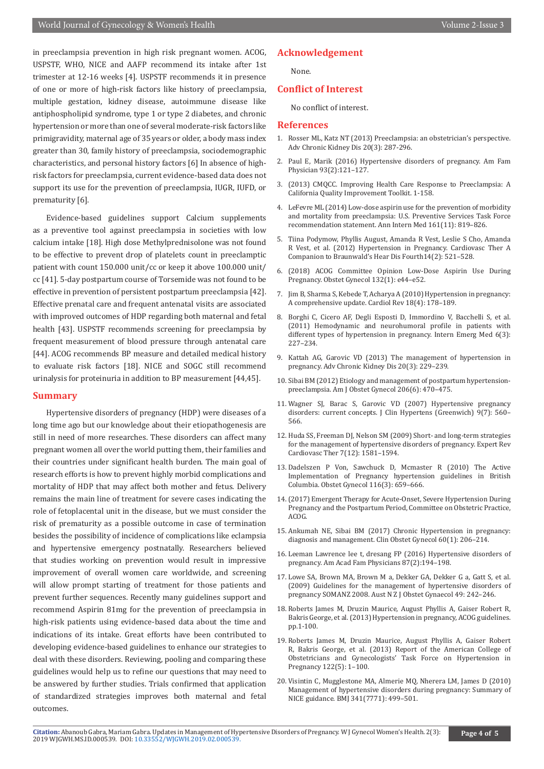in preeclampsia prevention in high risk pregnant women. ACOG, USPSTF, WHO, NICE and AAFP recommend its intake after 1st trimester at 12-16 weeks [4]. USPSTF recommends it in presence of one or more of high-risk factors like history of preeclampsia, multiple gestation, kidney disease, autoimmune disease like antiphospholipid syndrome, type 1 or type 2 diabetes, and chronic hypertension or more than one of several moderate-risk factors like primigravidity, maternal age of 35 years or older, a body mass index greater than 30, family history of preeclampsia, sociodemographic characteristics, and personal history factors [6] In absence of high-risk factors for preeclampsia, current evidence-based data does not support its use for the prevention of preeclampsia, IUGR, IUFD, or prematurity [6].

Evidence-based guidelines support Calcium supplements as a preventive tool against preeclampsia in societies with low calcium intake [18]. High dose Methylprednisolone was not found to be effective to prevent drop of platelets count in preeclamptic patient with count 150.000 unit/cc or keep it above 100.000 unit/cc [41]. 5-day postpartum course of Torsemide was not found to be effective in prevention of persistent postpartum preeclampsia [42]. Effective prenatal care and frequent antenatal visits are associated with improved outcomes of HDP regarding both maternal and fetal health [43]. USPSTF recommends screening for preeclampsia by frequent measurement of blood pressure through antenatal care [44]. ACOG recommends BP measure and detailed medical history to evaluate risk factors [18]. NICE and SOGC still recommend urinalysis for proteinuria in addition to BP measurement [44,45].

## Summary

Hypertensive disorders of pregnancy (HDP) were diseases of a long time ago but our knowledge about their etiopathogenesis are still in need of more researches. These disorders can affect many pregnant women all over the world putting them, their families and their countries under significant health burden. The main goal of research efforts is how to prevent highly morbid complications and mortality of HDP that may affect both mother and fetus. Delivery remains the main line of treatment for severe cases indicating the role of fetoplacental unit in the disease, but we must consider the risk of prematurity as a possible outcome in case of termination besides the possibility of incidence of complications like eclampsia and hypertensive emergency postnatally. Researchers believed that studies working on prevention would result in impressive improvement of overall women care worldwide, and screening will allow prompt starting of treatment for those patients and prevent further sequences. Recently many guidelines support and recommend Aspirin 81mg for the prevention of preeclampsia in high-risk patients using evidence-based data about the time and indications of its intake. Great efforts have been contributed to developing evidence-based guidelines to enhance our strategies to deal with these disorders. Reviewing, pooling and comparing these guidelines would help us to refine our questions that may need to be answered by further studies. Trials confirmed that application of standardized strategies improves both maternal and fetal outcomes.

## Acknowledgement

None.

## Conflict of Interest

No conflict of interest.

## References

1. Rosser ML, Katz NT (2013) Preeclampsia: an obstetrician's perspective. Adv Chronic Kidney Dis 20(3): 287-296.
2. Paul E, Marik (2016) Hypertensive disorders of pregnancy. Am Fam Physician 93(2):121–127.
3. (2013) CMQCC. Improving Health Care Response to Preeclampsia: A California Quality Improvement Toolkit. 1-158.
4. LeFevre ML (2014) Low-dose aspirin use for the prevention of morbidity and mortality from preeclampsia: U.S. Preventive Services Task Force recommendation statement. Ann Intern Med 161(11): 819–826.
5. Tiina Podymow, Phyllis August, Amanda R Vest, Leslie S Cho, Amanda R Vest, et al. (2012) Hypertension in Pregnancy. Cardiovasc Ther A Companion to Braunwald's Hear Dis Fourth14(2): 521–528.
6. (2018) ACOG Committee Opinion Low-Dose Aspirin Use During Pregnancy. Obstet Gynecol 132(1): e44–e52.
7. Jim B, Sharma S, Kebede T, Acharya A (2010) Hypertension in pregnancy: A comprehensive update. Cardiol Rev 18(4): 178–189.
8. Borghi C, Cicero AF, Degli Esposti D, Immordino V, Bacchelli S, et al. (2011) Hemodynamic and neurohumoral profile in patients with different types of hypertension in pregnancy. Intern Emerg Med 6(3): 227–234.
9. Kattah AG, Garovic VD (2013) The management of hypertension in pregnancy. Adv Chronic Kidney Dis 20(3): 229–239.
10. Sibai BM (2012) Etiology and management of postpartum hypertension-preeclampsia. Am J Obstet Gynecol 206(6): 470–475.
11. Wagner SJ, Barac S, Garovic VD (2007) Hypertensive pregnancy disorders: current concepts. J Clin Hypertens (Greenwich) 9(7): 560–566.
12. Huda SS, Freeman DJ, Nelson SM (2009) Short- and long-term strategies for the management of hypertensive disorders of pregnancy. Expert Rev Cardiovasc Ther 7(12): 1581–1594.
13. Dadelszen P Von, Sawchuck D, Mcmaster R (2010) The Active Implementation of Pregnancy hypertension guidelines in British Columbia. Obstet Gynecol 116(3): 659–666.
14. (2017) Emergent Therapy for Acute-Onset, Severe Hypertension During Pregnancy and the Postpartum Period, Committee on Obstetric Practice, ACOG.
15. Ankumah NE, Sibai BM (2017) Chronic Hypertension in pregnancy: diagnosis and management. Clin Obstet Gynecol 60(1): 206–214.
16. Leeman Lawrence lee t, dresang FP (2016) Hypertensive disorders of pregnancy. Am Acad Fam Physicians 87(2):194–198.
17. Lowe SA, Brown MA, Brown M a, Dekker GA, Dekker G a, Gatt S, et al. (2009) Guidelines for the management of hypertensive disorders of pregnancy SOMANZ 2008. Aust N Z J Obstet Gynaecol 49: 242–246.
18. Roberts James M, Druzin Maurice, August Phyllis A, Gaiser Robert R, Bakris George, et al. (2013) Hypertension in pregnancy, ACOG guidelines. pp.1-100.
19. Roberts James M, Druzin Maurice, August Phyllis A, Gaiser Robert R, Bakris George, et al. (2013) Report of the American College of Obstetricians and Gynecologists' Task Force on Hypertension in Pregnancy 122(5): 1–100.
20. Visintin C, Mugglestone MA, Almerie MQ, Nherera LM, James D (2010) Management of hypertensive disorders during pregnancy: Summary of NICE guidance. BMJ 341(7771): 499–501.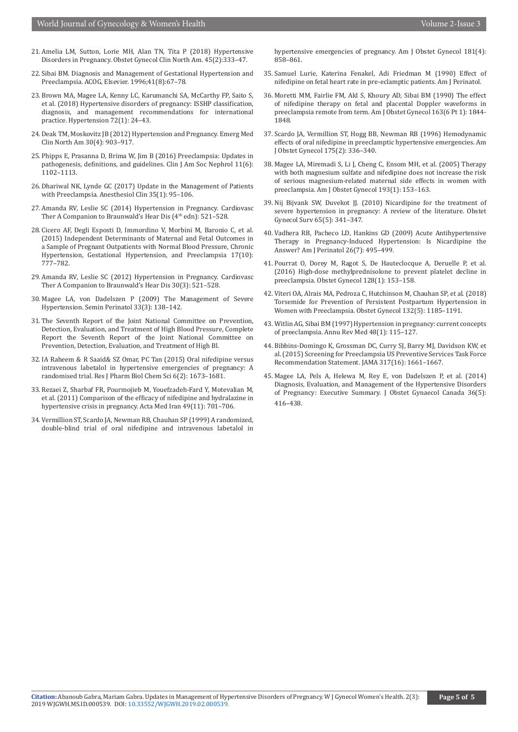21. Amelia LM, Sutton, Lorie MH, Alan TN, Tita P (2018) Hypertensive Disorders in Pregnancy. Obstet Gynecol Clin North Am. 45(2):333–47.

22. Sibai BM. Diagnosis and Management of Gestational Hypertension and Preeclampsia. ACOG, Elsevier. 1996;41(8):67–78.

23. Brown MA, Magee LA, Kenny LC, Karumanchi SA, McCarthy FP, Saito S, et al. (2018) Hypertensive disorders of pregnancy: ISSHP classification, diagnosis, and management recommendations for international practice. Hypertension 72(1): 24–43.

24. Deak TM, Moskovitz JB (2012) Hypertension and Pregnancy. Emerg Med Clin North Am 30(4): 903–917.

25. Phipps E, Prasanna D, Brima W, Jim B (2016) Preeclampsia: Updates in pathogenesis, definitions, and guidelines. Clin J Am Soc Nephrol 11(6): 1102–1113.

26. Dhariwal NK, Lynde GC (2017) Update in the Management of Patients with Preeclampsia. Anesthesiol Clin 35(1): 95–106.

27. Amanda RV, Leslie SC (2014) Hypertension in Pregnancy. Cardiovasc Ther A Companion to Braunwald's Hear Dis (4th edn): 521–528.

28. Cicero AF, Degli Esposti D, Immordino V, Morbini M, Baronio C, et al. (2015) Independent Determinants of Maternal and Fetal Outcomes in a Sample of Pregnant Outpatients with Normal Blood Pressure, Chronic Hypertension, Gestational Hypertension, and Preeclampsia 17(10): 777–782.

29. Amanda RV, Leslie SC (2012) Hypertension in Pregnancy. Cardiovasc Ther A Companion to Braunwald's Hear Dis 30(3): 521–528.

30. Magee LA, von Dadelszen P (2009) The Management of Severe Hypertension. Semin Perinatol 33(3): 138–142.

31. The Seventh Report of the Joint National Committee on Prevention, Detection, Evaluation, and Treatment of High Blood Pressure, Complete Report the Seventh Report of the Joint National Committee on Prevention, Detection, Evaluation, and Treatment of High Bl.

32. IA Raheem & R Saaid& SZ Omar, PC Tan (2015) Oral nifedipine versus intravenous labetalol in hypertensive emergencies of pregnancy: A randomised trial. Res J Pharm Biol Chem Sci 6(2): 1673–1681.

33. Rezaei Z, Sharbaf FR, Pourmojieb M, Youefzadeh-Fard Y, Motevalian M, et al. (2011) Comparison of the efficacy of nifedipine and hydralazine in hypertensive crisis in pregnancy. Acta Med Iran 49(11): 701–706.

34. Vermillion ST, Scardo JA, Newman RB, Chauhan SP (1999) A randomized, double-blind trial of oral nifedipine and intravenous labetalol in hypertensive emergencies of pregnancy. Am J Obstet Gynecol 181(4): 858–861.

35. Samuel Lurie, Katerina Fenakel, Adi Friedman M (1990) Effect of nifedipine on fetal heart rate in pre-eclamptic patients. Am J Perinatol.

36. Moretti MM, Fairlie FM, Akl S, Khoury AD, Sibai BM (1990) The effect of nifedipine therapy on fetal and placental Doppler waveforms in preeclampsia remote from term. Am J Obstet Gynecol 163(6 Pt 1): 1844-1848.

37. Scardo JA, Vermillion ST, Hogg BB, Newman RB (1996) Hemodynamic effects of oral nifedipine in preeclamptic hypertensive emergencies. Am J Obstet Gynecol 175(2): 336–340.

38. Magee LA, Miremadi S, Li J, Cheng C, Ensom MH, et al. (2005) Therapy with both magnesium sulfate and nifedipine does not increase the risk of serious magnesium-related maternal side effects in women with preeclampsia. Am J Obstet Gynecol 193(1): 153–163.

39. Nij Bijvank SW, Duvekot JJ. (2010) Nicardipine for the treatment of severe hypertension in pregnancy: A review of the literature. Obstet Gynecol Surv 65(5): 341–347.

40. Vadhera RB, Pacheco LD, Hankins GD (2009) Acute Antihypertensive Therapy in Pregnancy-Induced Hypertension: Is Nicardipine the Answer? Am J Perinatol 26(7): 495–499.

41. Pourrat O, Dorey M, Ragot S, De Hauteclocque A, Deruelle P, et al. (2016) High-dose methylprednisolone to prevent platelet decline in preeclampsia. Obstet Gynecol 128(1): 153–158.

42. Viteri OA, Alrais MA, Pedroza C, Hutchinson M, Chauhan SP, et al. (2018) Torsemide for Prevention of Persistent Postpartum Hypertension in Women with Preeclampsia. Obstet Gynecol 132(5): 1185–1191.

43. Witlin AG, Sibai BM (1997) Hypertension in pregnancy: current concepts of preeclampsia. Annu Rev Med 48(1): 115–127.

44. Bibbins-Domingo K, Grossman DC, Curry SJ, Barry MJ, Davidson KW, et al. (2015) Screening for Preeclampsia US Preventive Services Task Force Recommendation Statement. JAMA 317(16): 1661–1667.

45. Magee LA, Pels A, Helewa M, Rey E, von Dadelszen P, et al. (2014) Diagnosis, Evaluation, and Management of the Hypertensive Disorders of Pregnancy: Executive Summary. J Obstet Gynaecol Canada 36(5): 416–438.

**Citation:** Abanoub Gabra, Mariam Gabra. Updates in Management of Hypertensive Disorders of Pregnancy. W J Gynecol Women's Health. 2(3): 2019 WJGWH.MS.ID.000539. DOI: 10.33552/WJGWH.2019.02.000539.